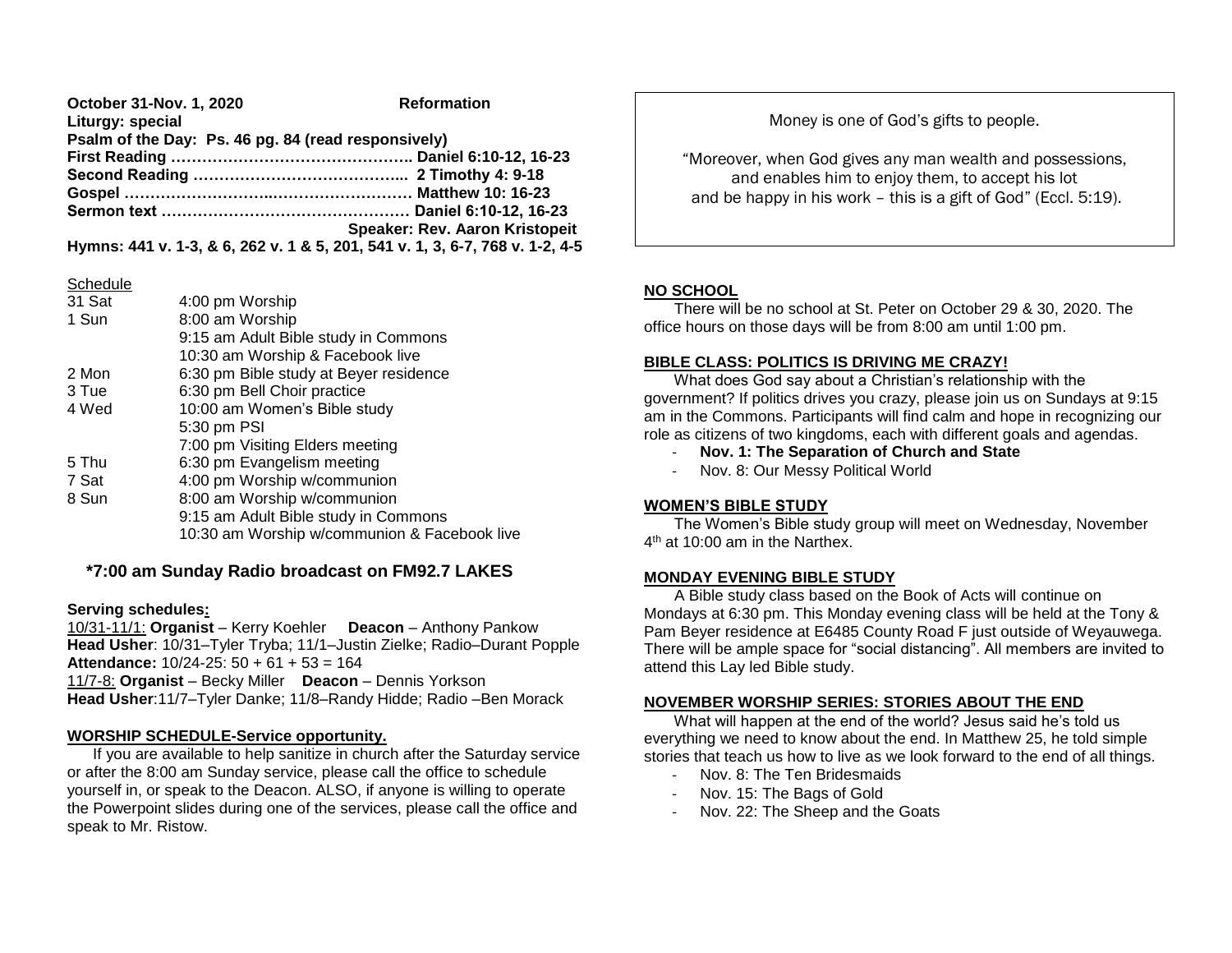**October 31-Nov. 1, 2020 Reformation**
**Liturgy: special**
**Psalm of the Day: Ps. 46 pg. 84 (read responsively)**
**First Reading ……………………………………….. Daniel 6:10-12, 16-23**
**Second Reading …………………………………... 2 Timothy 4: 9-18**
**Gospel ……………………..……………………… Matthew 10: 16-23**
**Sermon text …………………………………………. Daniel 6:10-12, 16-23**
**Speaker: Rev. Aaron Kristopeit**
**Hymns: 441 v. 1-3, & 6, 262 v. 1 & 5, 201, 541 v. 1, 3, 6-7, 768 v. 1-2, 4-5**

Schedule

| | |
|---|---|
| 31 Sat | 4:00 pm Worship |
| 1 Sun | 8:00 am Worship |
| | 9:15 am Adult Bible study in Commons |
| | 10:30 am Worship & Facebook live |
| 2 Mon | 6:30 pm Bible study at Beyer residence |
| 3 Tue | 6:30 pm Bell Choir practice |
| 4 Wed | 10:00 am Women's Bible study |
| | 5:30 pm PSI |
| | 7:00 pm Visiting Elders meeting |
| 5 Thu | 6:30 pm Evangelism meeting |
| 7 Sat | 4:00 pm Worship w/communion |
| 8 Sun | 8:00 am Worship w/communion |
| | 9:15 am Adult Bible study in Commons |
| | 10:30 am Worship w/communion & Facebook live |

**\*7:00 am Sunday Radio broadcast on FM92.7 LAKES**

**Serving schedules:**
10/31-11/1: **Organist** – Kerry Koehler **Deacon** – Anthony Pankow
**Head Usher**: 10/31–Tyler Tryba; 11/1–Justin Zielke; Radio–Durant Popple
**Attendance:** 10/24-25: 50 + 61 + 53 = 164
11/7-8: **Organist** – Becky Miller **Deacon** – Dennis Yorkson
**Head Usher**:11/7–Tyler Danke; 11/8–Randy Hidde; Radio –Ben Morack

**WORSHIP SCHEDULE-Service opportunity.**

If you are available to help sanitize in church after the Saturday service or after the 8:00 am Sunday service, please call the office to schedule yourself in, or speak to the Deacon. ALSO, if anyone is willing to operate the Powerpoint slides during one of the services, please call the office and speak to Mr. Ristow.

Money is one of God's gifts to people.

"Moreover, when God gives any man wealth and possessions, and enables him to enjoy them, to accept his lot and be happy in his work – this is a gift of God" (Eccl. 5:19).

**NO SCHOOL**

There will be no school at St. Peter on October 29 & 30, 2020. The office hours on those days will be from 8:00 am until 1:00 pm.

**BIBLE CLASS: POLITICS IS DRIVING ME CRAZY!**

What does God say about a Christian's relationship with the government? If politics drives you crazy, please join us on Sundays at 9:15 am in the Commons. Participants will find calm and hope in recognizing our role as citizens of two kingdoms, each with different goals and agendas.

- **Nov. 1: The Separation of Church and State**
- Nov. 8: Our Messy Political World

**WOMEN'S BIBLE STUDY**

The Women's Bible study group will meet on Wednesday, November 4th at 10:00 am in the Narthex.

**MONDAY EVENING BIBLE STUDY**

A Bible study class based on the Book of Acts will continue on Mondays at 6:30 pm. This Monday evening class will be held at the Tony & Pam Beyer residence at E6485 County Road F just outside of Weyauwega. There will be ample space for "social distancing". All members are invited to attend this Lay led Bible study.

**NOVEMBER WORSHIP SERIES: STORIES ABOUT THE END**

What will happen at the end of the world? Jesus said he's told us everything we need to know about the end. In Matthew 25, he told simple stories that teach us how to live as we look forward to the end of all things.

- Nov. 8: The Ten Bridesmaids
- Nov. 15: The Bags of Gold
- Nov. 22: The Sheep and the Goats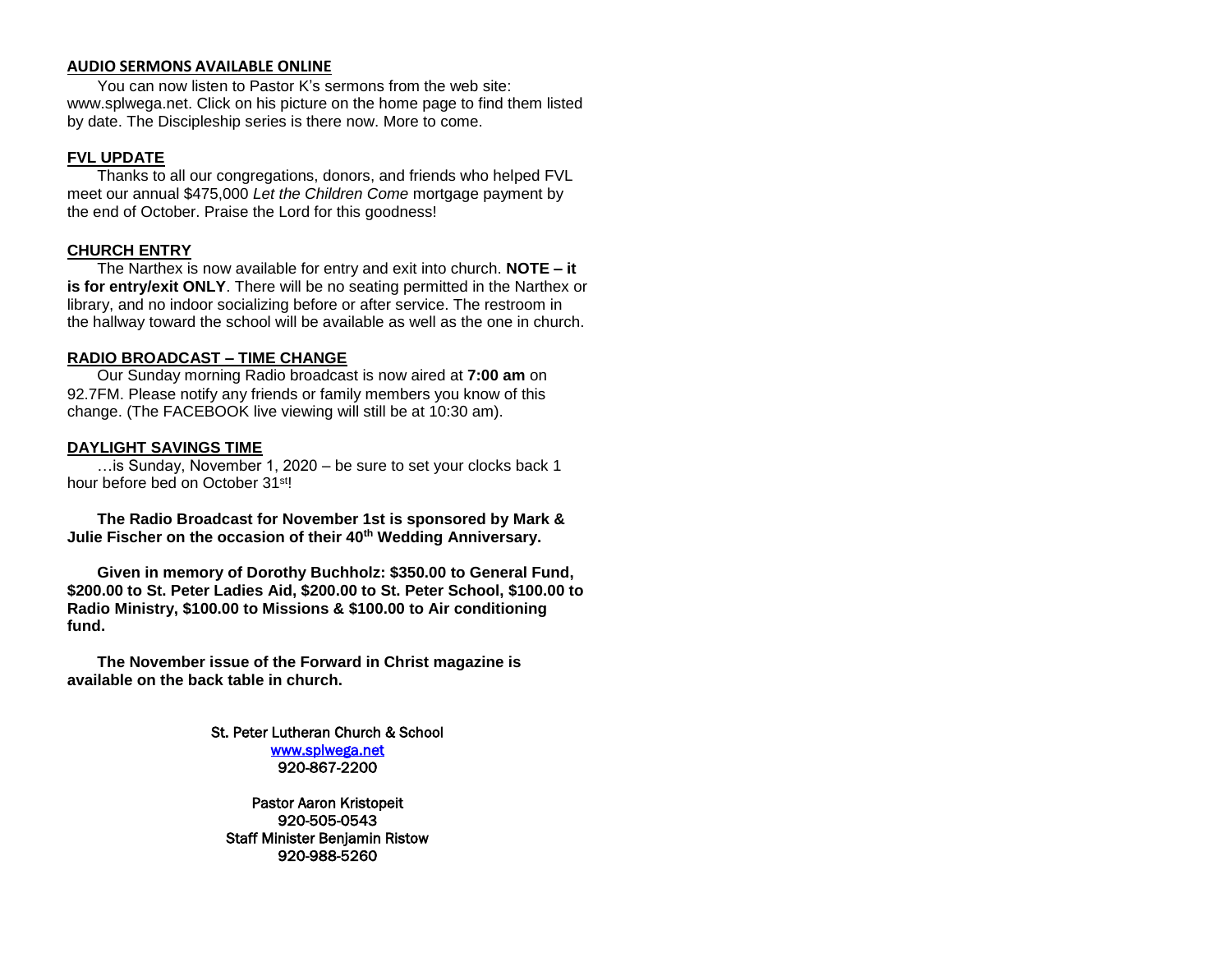## AUDIO SERMONS AVAILABLE ONLINE

You can now listen to Pastor K's sermons from the web site: www.splwega.net. Click on his picture on the home page to find them listed by date. The Discipleship series is there now. More to come.

## FVL UPDATE

Thanks to all our congregations, donors, and friends who helped FVL meet our annual $475,000 *Let the Children Come* mortgage payment by the end of October. Praise the Lord for this goodness!

## CHURCH ENTRY

The Narthex is now available for entry and exit into church. **NOTE – it is for entry/exit ONLY**. There will be no seating permitted in the Narthex or library, and no indoor socializing before or after service. The restroom in the hallway toward the school will be available as well as the one in church.

## RADIO BROADCAST – TIME CHANGE

Our Sunday morning Radio broadcast is now aired at **7:00 am** on 92.7FM. Please notify any friends or family members you know of this change. (The FACEBOOK live viewing will still be at 10:30 am).

## DAYLIGHT SAVINGS TIME

…is Sunday, November 1, 2020 – be sure to set your clocks back 1 hour before bed on October 31st!

**The Radio Broadcast for November 1st is sponsored by Mark & Julie Fischer on the occasion of their 40th Wedding Anniversary.**

**Given in memory of Dorothy Buchholz: $350.00 to General Fund, $200.00 to St. Peter Ladies Aid, $200.00 to St. Peter School, $100.00 to Radio Ministry, $100.00 to Missions & $100.00 to Air conditioning fund.**

**The November issue of the Forward in Christ magazine is available on the back table in church.**

St. Peter Lutheran Church & School
www.splwega.net
920-867-2200

Pastor Aaron Kristopeit
920-505-0543
Staff Minister Benjamin Ristow
920-988-5260